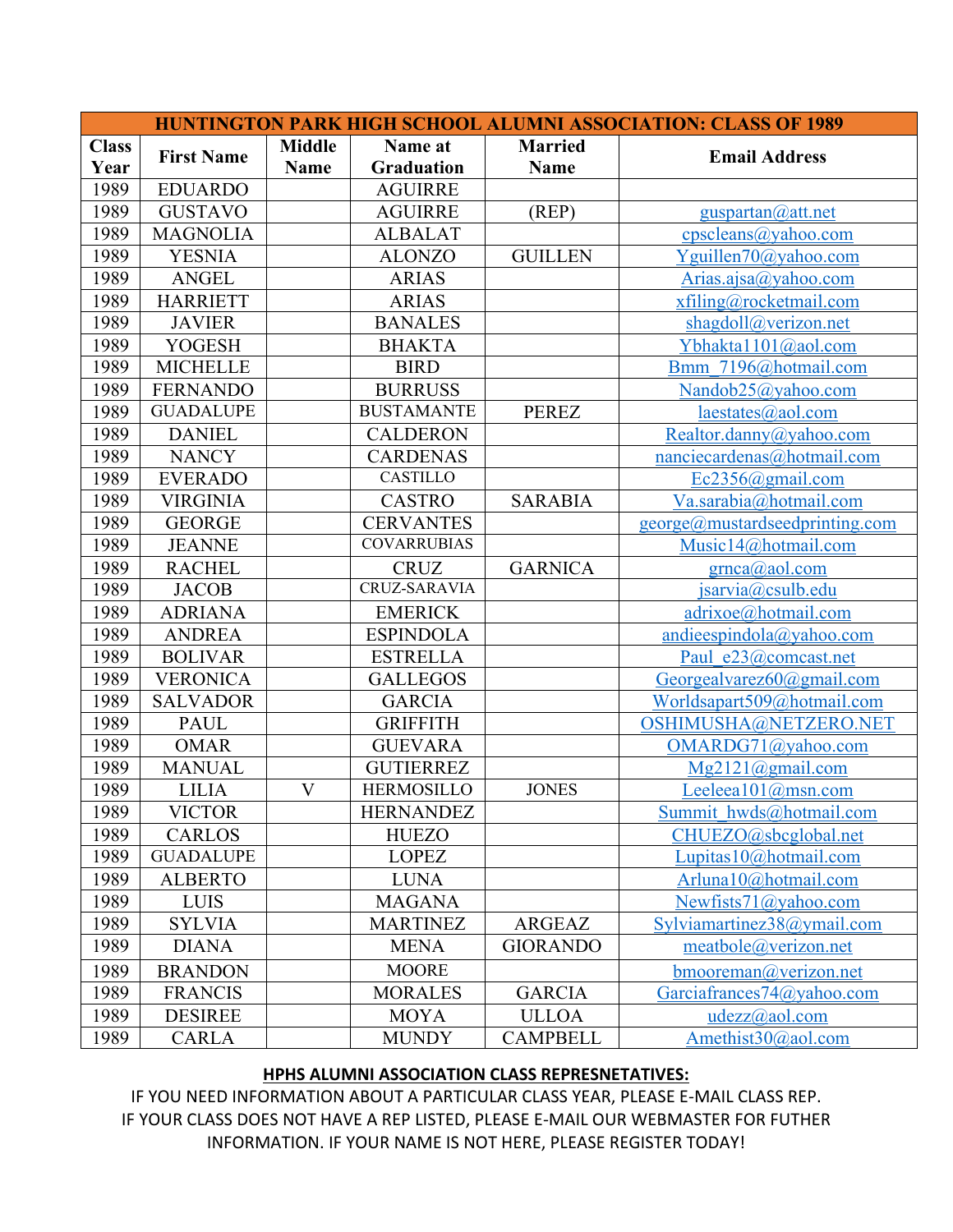| HUNTINGTON PARK HIGH SCHOOL ALUMNI ASSOCIATION: CLASS OF 1989 | | | | | |
|---|---|---|---|---|---|
| Class Year | First Name | Middle Name | Name at Graduation | Married Name | Email Address |
| 1989 | EDUARDO | | AGUIRRE | | |
| 1989 | GUSTAVO | | AGUIRRE | (REP) | guspartan@att.net |
| 1989 | MAGNOLIA | | ALBALAT | | cpscleans@yahoo.com |
| 1989 | YESNIA | | ALONZO | GUILLEN | Yguillen70@yahoo.com |
| 1989 | ANGEL | | ARIAS | | Arias.ajsa@yahoo.com |
| 1989 | HARRIETT | | ARIAS | | xfiling@rocketmail.com |
| 1989 | JAVIER | | BANALES | | shagdoll@verizon.net |
| 1989 | YOGESH | | BHAKTA | | Ybhakta1101@aol.com |
| 1989 | MICHELLE | | BIRD | | Bmm_7196@hotmail.com |
| 1989 | FERNANDO | | BURRUSS | | Nandob25@yahoo.com |
| 1989 | GUADALUPE | | BUSTAMANTE | PEREZ | laestates@aol.com |
| 1989 | DANIEL | | CALDERON | | Realtor.danny@yahoo.com |
| 1989 | NANCY | | CARDENAS | | nanciecardenas@hotmail.com |
| 1989 | EVERADO | | CASTILLO | | Ec2356@gmail.com |
| 1989 | VIRGINIA | | CASTRO | SARABIA | Va.sarabia@hotmail.com |
| 1989 | GEORGE | | CERVANTES | | george@mustardseedprinting.com |
| 1989 | JEANNE | | COVARRUBIAS | | Music14@hotmail.com |
| 1989 | RACHEL | | CRUZ | GARNICA | grnca@aol.com |
| 1989 | JACOB | | CRUZ-SARAVIA | | jsarvia@csulb.edu |
| 1989 | ADRIANA | | EMERICK | | adrixoe@hotmail.com |
| 1989 | ANDREA | | ESPINDOLA | | andieespindola@yahoo.com |
| 1989 | BOLIVAR | | ESTRELLA | | Paul_e23@comcast.net |
| 1989 | VERONICA | | GALLEGOS | | Georgealvarez60@gmail.com |
| 1989 | SALVADOR | | GARCIA | | Worldsapart509@hotmail.com |
| 1989 | PAUL | | GRIFFITH | | OSHIMUSHA@NETZERO.NET |
| 1989 | OMAR | | GUEVARA | | OMARDG71@yahoo.com |
| 1989 | MANUAL | | GUTIERREZ | | Mg2121@gmail.com |
| 1989 | LILIA | V | HERMOSILLO | JONES | Leeleea101@msn.com |
| 1989 | VICTOR | | HERNANDEZ | | Summit_hwds@hotmail.com |
| 1989 | CARLOS | | HUEZO | | CHUEZO@sbcglobal.net |
| 1989 | GUADALUPE | | LOPEZ | | Lupitas10@hotmail.com |
| 1989 | ALBERTO | | LUNA | | Arluna10@hotmail.com |
| 1989 | LUIS | | MAGANA | | Newfists71@yahoo.com |
| 1989 | SYLVIA | | MARTINEZ | ARGEAZ | Sylviamartinez38@ymail.com |
| 1989 | DIANA | | MENA | GIORANDO | meatbole@verizon.net |
| 1989 | BRANDON | | MOORE | | bmooreman@verizon.net |
| 1989 | FRANCIS | | MORALES | GARCIA | Garciafrances74@yahoo.com |
| 1989 | DESIREE | | MOYA | ULLOA | udezz@aol.com |
| 1989 | CARLA | | MUNDY | CAMPBELL | Amethist30@aol.com |

**HPHS ALUMNI ASSOCIATION CLASS REPRESNETATIVES:**

IF YOU NEED INFORMATION ABOUT A PARTICULAR CLASS YEAR, PLEASE E-MAIL CLASS REP.
IF YOUR CLASS DOES NOT HAVE A REP LISTED, PLEASE E-MAIL OUR WEBMASTER FOR FUTHER INFORMATION. IF YOUR NAME IS NOT HERE, PLEASE REGISTER TODAY!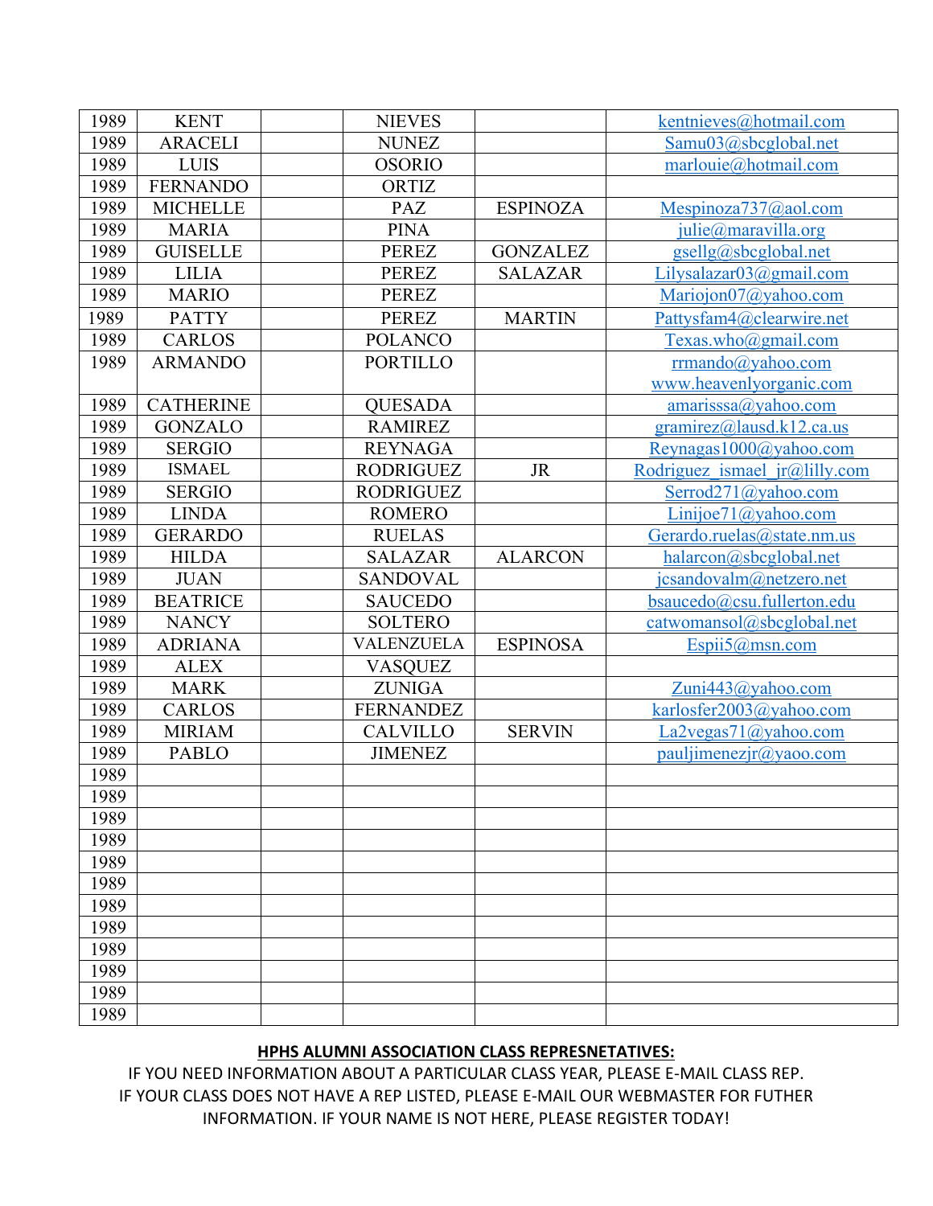| | | | | | |
|---|---|---|---|---|---|
| 1989 | KENT | | NIEVES | | kentnieves@hotmail.com |
| 1989 | ARACELI | | NUNEZ | | Samu03@sbcglobal.net |
| 1989 | LUIS | | OSORIO | | marlouie@hotmail.com |
| 1989 | FERNANDO | | ORTIZ | | |
| 1989 | MICHELLE | | PAZ | ESPINOZA | Mespinoza737@aol.com |
| 1989 | MARIA | | PINA | | julie@maravilla.org |
| 1989 | GUISELLE | | PEREZ | GONZALEZ | gsellg@sbcglobal.net |
| 1989 | LILIA | | PEREZ | SALAZAR | Lilysalazar03@gmail.com |
| 1989 | MARIO | | PEREZ | | Mariojon07@yahoo.com |
| 1989 | PATTY | | PEREZ | MARTIN | Pattysfam4@clearwire.net |
| 1989 | CARLOS | | POLANCO | | Texas.who@gmail.com |
| 1989 | ARMANDO | | PORTILLO | | rrmando@yahoo.com www.heavenlyorganic.com |
| 1989 | CATHERINE | | QUESADA | | amarisssa@yahoo.com |
| 1989 | GONZALO | | RAMIREZ | | gramirez@lausd.k12.ca.us |
| 1989 | SERGIO | | REYNAGA | | Reynagas1000@yahoo.com |
| 1989 | ISMAEL | | RODRIGUEZ | JR | Rodriguez_ismael_jr@lilly.com |
| 1989 | SERGIO | | RODRIGUEZ | | Serrod271@yahoo.com |
| 1989 | LINDA | | ROMERO | | Linijoe71@yahoo.com |
| 1989 | GERARDO | | RUELAS | | Gerardo.ruelas@state.nm.us |
| 1989 | HILDA | | SALAZAR | ALARCON | halarcon@sbcglobal.net |
| 1989 | JUAN | | SANDOVAL | | jcsandovalm@netzero.net |
| 1989 | BEATRICE | | SAUCEDO | | bsaucedo@csu.fullerton.edu |
| 1989 | NANCY | | SOLTERO | | catwomansol@sbcglobal.net |
| 1989 | ADRIANA | | VALENZUELA | ESPINOSA | Espii5@msn.com |
| 1989 | ALEX | | VASQUEZ | | |
| 1989 | MARK | | ZUNIGA | | Zuni443@yahoo.com |
| 1989 | CARLOS | | FERNANDEZ | | karlosfer2003@yahoo.com |
| 1989 | MIRIAM | | CALVILLO | SERVIN | La2vegas71@yahoo.com |
| 1989 | PABLO | | JIMENEZ | | pauljimenezjr@yaoo.com |
| 1989 | | | | | |
| 1989 | | | | | |
| 1989 | | | | | |
| 1989 | | | | | |
| 1989 | | | | | |
| 1989 | | | | | |
| 1989 | | | | | |
| 1989 | | | | | |
| 1989 | | | | | |
| 1989 | | | | | |
| 1989 | | | | | |
| 1989 | | | | | |

**HPHS ALUMNI ASSOCIATION CLASS REPRESNETATIVES:**

IF YOU NEED INFORMATION ABOUT A PARTICULAR CLASS YEAR, PLEASE E-MAIL CLASS REP.
IF YOUR CLASS DOES NOT HAVE A REP LISTED, PLEASE E-MAIL OUR WEBMASTER FOR FUTHER INFORMATION. IF YOUR NAME IS NOT HERE, PLEASE REGISTER TODAY!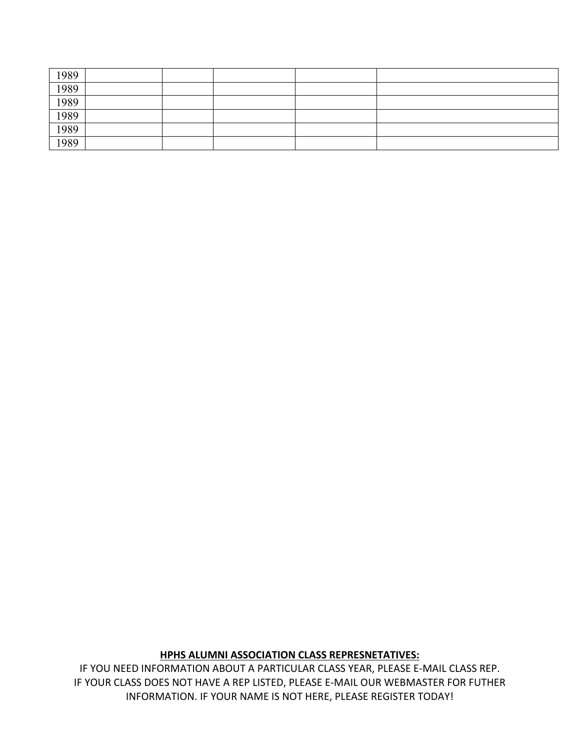| | | | | | |
|---|---|---|---|---|---|
| 1989 | | | | | |
| 1989 | | | | | |
| 1989 | | | | | |
| 1989 | | | | | |
| 1989 | | | | | |
| 1989 | | | | | |

**HPHS ALUMNI ASSOCIATION CLASS REPRESNETATIVES:**

IF YOU NEED INFORMATION ABOUT A PARTICULAR CLASS YEAR, PLEASE E-MAIL CLASS REP. IF YOUR CLASS DOES NOT HAVE A REP LISTED, PLEASE E-MAIL OUR WEBMASTER FOR FUTHER INFORMATION. IF YOUR NAME IS NOT HERE, PLEASE REGISTER TODAY!